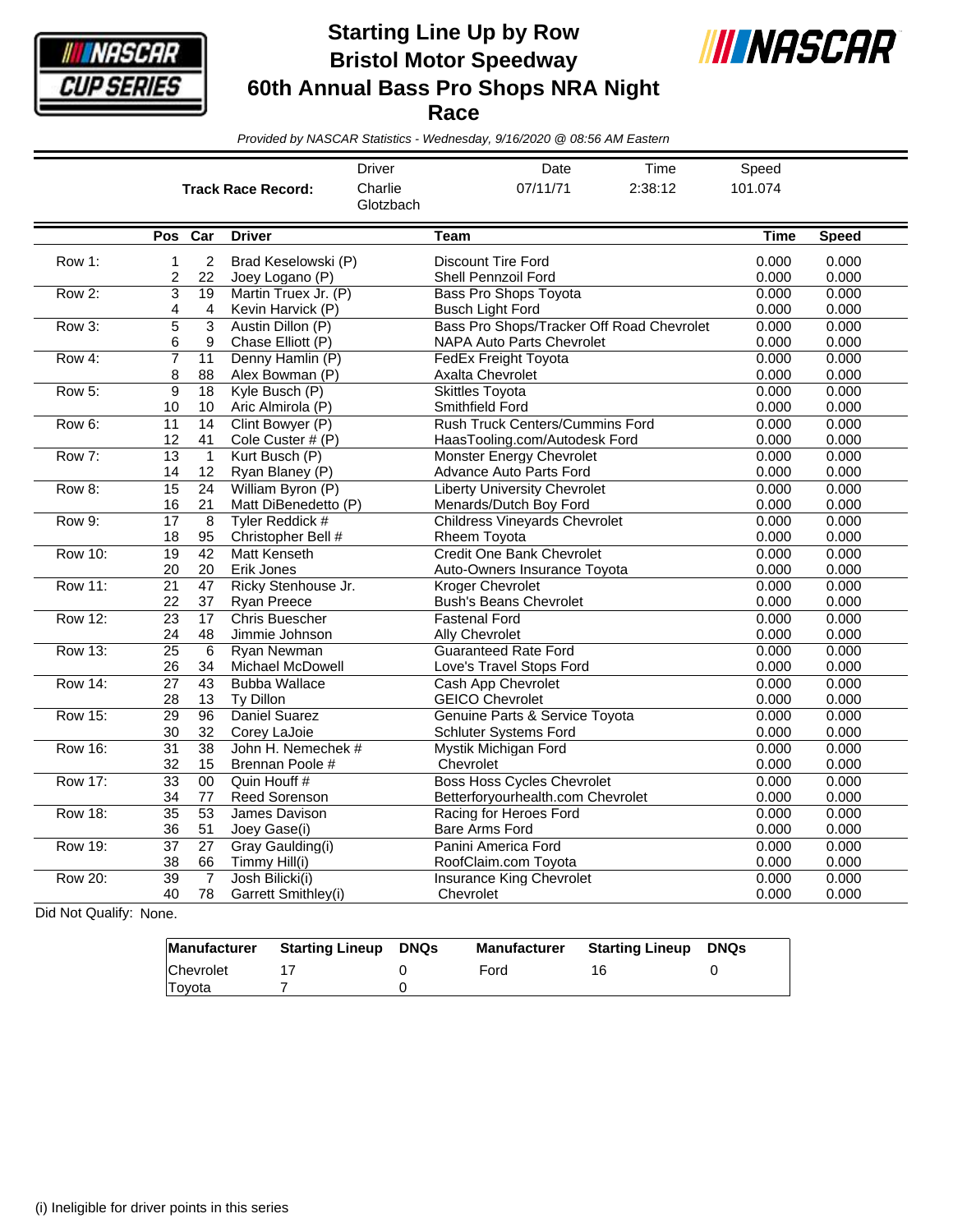# Starting Line Up by Row
# Bristol Motor Speedway
# 60th Annual Bass Pro Shops NRA Night Race

*Provided by NASCAR Statistics - Wednesday, 9/16/2020 @ 08:56 AM Eastern*

| | Driver | Date | Time | Speed |
|---|---|---|---|---|
| **Track Race Record:** | Charlie Glotzbach | 07/11/71 | 2:38:12 | 101.074 |

| | Pos | Car | Driver | Team | Time | Speed |
|---|---|---|---|---|---|---|
| Row 1: | 1 | 2 | Brad Keselowski (P) | Discount Tire Ford | 0.000 | 0.000 |
| | 2 | 22 | Joey Logano (P) | Shell Pennzoil Ford | 0.000 | 0.000 |
| Row 2: | 3 | 19 | Martin Truex Jr. (P) | Bass Pro Shops Toyota | 0.000 | 0.000 |
| | 4 | 4 | Kevin Harvick (P) | Busch Light Ford | 0.000 | 0.000 |
| Row 3: | 5 | 3 | Austin Dillon (P) | Bass Pro Shops/Tracker Off Road Chevrolet | 0.000 | 0.000 |
| | 6 | 9 | Chase Elliott (P) | NAPA Auto Parts Chevrolet | 0.000 | 0.000 |
| Row 4: | 7 | 11 | Denny Hamlin (P) | FedEx Freight Toyota | 0.000 | 0.000 |
| | 8 | 88 | Alex Bowman (P) | Axalta Chevrolet | 0.000 | 0.000 |
| Row 5: | 9 | 18 | Kyle Busch (P) | Skittles Toyota | 0.000 | 0.000 |
| | 10 | 10 | Aric Almirola (P) | Smithfield Ford | 0.000 | 0.000 |
| Row 6: | 11 | 14 | Clint Bowyer (P) | Rush Truck Centers/Cummins Ford | 0.000 | 0.000 |
| | 12 | 41 | Cole Custer # (P) | HaasTooling.com/Autodesk Ford | 0.000 | 0.000 |
| Row 7: | 13 | 1 | Kurt Busch (P) | Monster Energy Chevrolet | 0.000 | 0.000 |
| | 14 | 12 | Ryan Blaney (P) | Advance Auto Parts Ford | 0.000 | 0.000 |
| Row 8: | 15 | 24 | William Byron (P) | Liberty University Chevrolet | 0.000 | 0.000 |
| | 16 | 21 | Matt DiBenedetto (P) | Menards/Dutch Boy Ford | 0.000 | 0.000 |
| Row 9: | 17 | 8 | Tyler Reddick # | Childress Vineyards Chevrolet | 0.000 | 0.000 |
| | 18 | 95 | Christopher Bell # | Rheem Toyota | 0.000 | 0.000 |
| Row 10: | 19 | 42 | Matt Kenseth | Credit One Bank Chevrolet | 0.000 | 0.000 |
| | 20 | 20 | Erik Jones | Auto-Owners Insurance Toyota | 0.000 | 0.000 |
| Row 11: | 21 | 47 | Ricky Stenhouse Jr. | Kroger Chevrolet | 0.000 | 0.000 |
| | 22 | 37 | Ryan Preece | Bush's Beans Chevrolet | 0.000 | 0.000 |
| Row 12: | 23 | 17 | Chris Buescher | Fastenal Ford | 0.000 | 0.000 |
| | 24 | 48 | Jimmie Johnson | Ally Chevrolet | 0.000 | 0.000 |
| Row 13: | 25 | 6 | Ryan Newman | Guaranteed Rate Ford | 0.000 | 0.000 |
| | 26 | 34 | Michael McDowell | Love's Travel Stops Ford | 0.000 | 0.000 |
| Row 14: | 27 | 43 | Bubba Wallace | Cash App Chevrolet | 0.000 | 0.000 |
| | 28 | 13 | Ty Dillon | GEICO Chevrolet | 0.000 | 0.000 |
| Row 15: | 29 | 96 | Daniel Suarez | Genuine Parts & Service Toyota | 0.000 | 0.000 |
| | 30 | 32 | Corey LaJoie | Schluter Systems Ford | 0.000 | 0.000 |
| Row 16: | 31 | 38 | John H. Nemechek # | Mystik Michigan Ford | 0.000 | 0.000 |
| | 32 | 15 | Brennan Poole # | Chevrolet | 0.000 | 0.000 |
| Row 17: | 33 | 00 | Quin Houff # | Boss Hoss Cycles Chevrolet | 0.000 | 0.000 |
| | 34 | 77 | Reed Sorenson | Betterforyourhealth.com Chevrolet | 0.000 | 0.000 |
| Row 18: | 35 | 53 | James Davison | Racing for Heroes Ford | 0.000 | 0.000 |
| | 36 | 51 | Joey Gase(i) | Bare Arms Ford | 0.000 | 0.000 |
| Row 19: | 37 | 27 | Gray Gaulding(i) | Panini America Ford | 0.000 | 0.000 |
| | 38 | 66 | Timmy Hill(i) | RoofClaim.com Toyota | 0.000 | 0.000 |
| Row 20: | 39 | 7 | Josh Bilicki(i) | Insurance King Chevrolet | 0.000 | 0.000 |
| | 40 | 78 | Garrett Smithley(i) | Chevrolet | 0.000 | 0.000 |

Did Not Qualify: None.

| Manufacturer | Starting Lineup | DNQs | Manufacturer | Starting Lineup | DNQs |
|---|---|---|---|---|---|
| Chevrolet | 17 | 0 | Ford | 16 | 0 |
| Toyota | 7 | 0 | | | |

(i) Ineligible for driver points in this series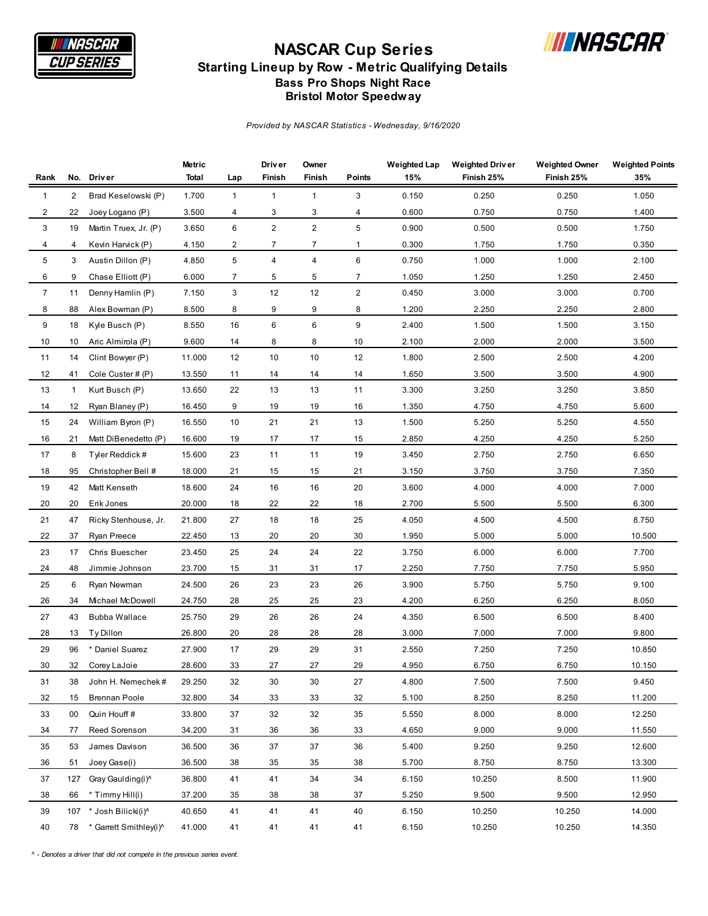# NASCAR Cup Series

## Starting Lineup by Row - Metric Qualifying Details

### Bass Pro Shops Night Race

### Bristol Motor Speedway

*Provided by NASCAR Statistics - Wednesday, 9/16/2020*

| Rank | No. | Driver | Metric Total | Lap | Driver Finish | Owner Finish | Points | Weighted Lap 15% | Weighted Driver Finish 25% | Weighted Owner Finish 25% | Weighted Points 35% |
|---|---|---|---|---|---|---|---|---|---|---|---|
| 1 | 2 | Brad Keselowski (P) | 1.700 | 1 | 1 | 1 | 3 | 0.150 | 0.250 | 0.250 | 1.050 |
| 2 | 22 | Joey Logano (P) | 3.500 | 4 | 3 | 3 | 4 | 0.600 | 0.750 | 0.750 | 1.400 |
| 3 | 19 | Martin Truex, Jr. (P) | 3.650 | 6 | 2 | 2 | 5 | 0.900 | 0.500 | 0.500 | 1.750 |
| 4 | 4 | Kevin Harvick (P) | 4.150 | 2 | 7 | 7 | 1 | 0.300 | 1.750 | 1.750 | 0.350 |
| 5 | 3 | Austin Dillon (P) | 4.850 | 5 | 4 | 4 | 6 | 0.750 | 1.000 | 1.000 | 2.100 |
| 6 | 9 | Chase Elliott (P) | 6.000 | 7 | 5 | 5 | 7 | 1.050 | 1.250 | 1.250 | 2.450 |
| 7 | 11 | Denny Hamlin (P) | 7.150 | 3 | 12 | 12 | 2 | 0.450 | 3.000 | 3.000 | 0.700 |
| 8 | 88 | Alex Bowman (P) | 8.500 | 8 | 9 | 9 | 8 | 1.200 | 2.250 | 2.250 | 2.800 |
| 9 | 18 | Kyle Busch (P) | 8.550 | 16 | 6 | 6 | 9 | 2.400 | 1.500 | 1.500 | 3.150 |
| 10 | 10 | Aric Almirola (P) | 9.600 | 14 | 8 | 8 | 10 | 2.100 | 2.000 | 2.000 | 3.500 |
| 11 | 14 | Clint Bowyer (P) | 11.000 | 12 | 10 | 10 | 12 | 1.800 | 2.500 | 2.500 | 4.200 |
| 12 | 41 | Cole Custer # (P) | 13.550 | 11 | 14 | 14 | 14 | 1.650 | 3.500 | 3.500 | 4.900 |
| 13 | 1 | Kurt Busch (P) | 13.650 | 22 | 13 | 13 | 11 | 3.300 | 3.250 | 3.250 | 3.850 |
| 14 | 12 | Ryan Blaney (P) | 16.450 | 9 | 19 | 19 | 16 | 1.350 | 4.750 | 4.750 | 5.600 |
| 15 | 24 | William Byron (P) | 16.550 | 10 | 21 | 21 | 13 | 1.500 | 5.250 | 5.250 | 4.550 |
| 16 | 21 | Matt DiBenedetto (P) | 16.600 | 19 | 17 | 17 | 15 | 2.850 | 4.250 | 4.250 | 5.250 |
| 17 | 8 | Tyler Reddick # | 15.600 | 23 | 11 | 11 | 19 | 3.450 | 2.750 | 2.750 | 6.650 |
| 18 | 95 | Christopher Bell # | 18.000 | 21 | 15 | 15 | 21 | 3.150 | 3.750 | 3.750 | 7.350 |
| 19 | 42 | Matt Kenseth | 18.600 | 24 | 16 | 16 | 20 | 3.600 | 4.000 | 4.000 | 7.000 |
| 20 | 20 | Erik Jones | 20.000 | 18 | 22 | 22 | 18 | 2.700 | 5.500 | 5.500 | 6.300 |
| 21 | 47 | Ricky Stenhouse, Jr. | 21.800 | 27 | 18 | 18 | 25 | 4.050 | 4.500 | 4.500 | 8.750 |
| 22 | 37 | Ryan Preece | 22.450 | 13 | 20 | 20 | 30 | 1.950 | 5.000 | 5.000 | 10.500 |
| 23 | 17 | Chris Buescher | 23.450 | 25 | 24 | 24 | 22 | 3.750 | 6.000 | 6.000 | 7.700 |
| 24 | 48 | Jimmie Johnson | 23.700 | 15 | 31 | 31 | 17 | 2.250 | 7.750 | 7.750 | 5.950 |
| 25 | 6 | Ryan Newman | 24.500 | 26 | 23 | 23 | 26 | 3.900 | 5.750 | 5.750 | 9.100 |
| 26 | 34 | Michael McDowell | 24.750 | 28 | 25 | 25 | 23 | 4.200 | 6.250 | 6.250 | 8.050 |
| 27 | 43 | Bubba Wallace | 25.750 | 29 | 26 | 26 | 24 | 4.350 | 6.500 | 6.500 | 8.400 |
| 28 | 13 | Ty Dillon | 26.800 | 20 | 28 | 28 | 28 | 3.000 | 7.000 | 7.000 | 9.800 |
| 29 | 96 | * Daniel Suarez | 27.900 | 17 | 29 | 29 | 31 | 2.550 | 7.250 | 7.250 | 10.850 |
| 30 | 32 | Corey LaJoie | 28.600 | 33 | 27 | 27 | 29 | 4.950 | 6.750 | 6.750 | 10.150 |
| 31 | 38 | John H. Nemechek # | 29.250 | 32 | 30 | 30 | 27 | 4.800 | 7.500 | 7.500 | 9.450 |
| 32 | 15 | Brennan Poole | 32.800 | 34 | 33 | 33 | 32 | 5.100 | 8.250 | 8.250 | 11.200 |
| 33 | 00 | Quin Houff # | 33.800 | 37 | 32 | 32 | 35 | 5.550 | 8.000 | 8.000 | 12.250 |
| 34 | 77 | Reed Sorenson | 34.200 | 31 | 36 | 36 | 33 | 4.650 | 9.000 | 9.000 | 11.550 |
| 35 | 53 | James Davison | 36.500 | 36 | 37 | 37 | 36 | 5.400 | 9.250 | 9.250 | 12.600 |
| 36 | 51 | Joey Gase(i) | 36.500 | 38 | 35 | 35 | 38 | 5.700 | 8.750 | 8.750 | 13.300 |
| 37 | 127 | Gray Gaulding(i)^ | 36.800 | 41 | 41 | 34 | 34 | 6.150 | 10.250 | 8.500 | 11.900 |
| 38 | 66 | * Timmy Hill(i) | 37.200 | 35 | 38 | 38 | 37 | 5.250 | 9.500 | 9.500 | 12.950 |
| 39 | 107 | * Josh Bilicki(i)^ | 40.650 | 41 | 41 | 41 | 40 | 6.150 | 10.250 | 10.250 | 14.000 |
| 40 | 78 | * Garrett Smithley(i)^ | 41.000 | 41 | 41 | 41 | 41 | 6.150 | 10.250 | 10.250 | 14.350 |

*^ - Denotes a driver that did not compete in the previous series event.*